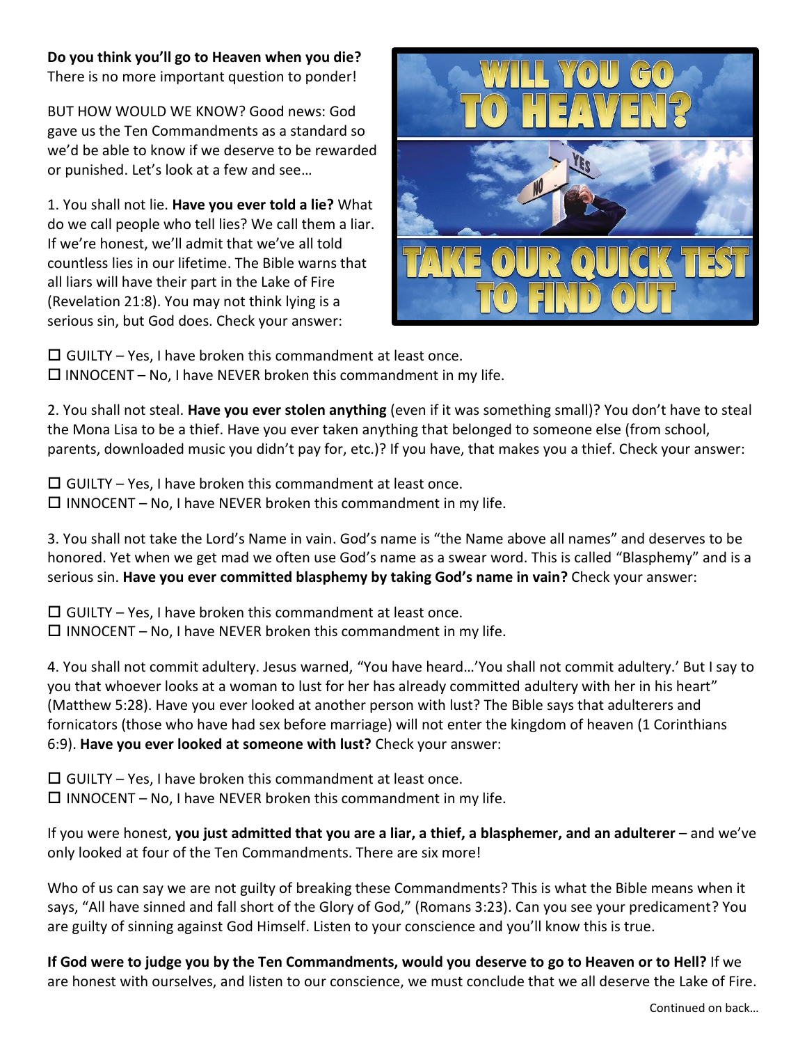**Do you think you'll go to Heaven when you die?**
There is no more important question to ponder!

BUT HOW WOULD WE KNOW? Good news: God gave us the Ten Commandments as a standard so we'd be able to know if we deserve to be rewarded or punished. Let's look at a few and see…

1. You shall not lie. **Have you ever told a lie?** What do we call people who tell lies? We call them a liar. If we're honest, we'll admit that we've all told countless lies in our lifetime. The Bible warns that all liars will have their part in the Lake of Fire (Revelation 21:8). You may not think lying is a serious sin, but God does. Check your answer:

☐ GUILTY – Yes, I have broken this commandment at least once.
☐ INNOCENT – No, I have NEVER broken this commandment in my life.

2. You shall not steal. **Have you ever stolen anything** (even if it was something small)? You don't have to steal the Mona Lisa to be a thief. Have you ever taken anything that belonged to someone else (from school, parents, downloaded music you didn't pay for, etc.)? If you have, that makes you a thief. Check your answer:

☐ GUILTY – Yes, I have broken this commandment at least once.
☐ INNOCENT – No, I have NEVER broken this commandment in my life.

3. You shall not take the Lord's Name in vain. God's name is "the Name above all names" and deserves to be honored. Yet when we get mad we often use God's name as a swear word. This is called "Blasphemy" and is a serious sin. **Have you ever committed blasphemy by taking God's name in vain?** Check your answer:

☐ GUILTY – Yes, I have broken this commandment at least once.
☐ INNOCENT – No, I have NEVER broken this commandment in my life.

4. You shall not commit adultery. Jesus warned, "You have heard…'You shall not commit adultery.' But I say to you that whoever looks at a woman to lust for her has already committed adultery with her in his heart" (Matthew 5:28). Have you ever looked at another person with lust? The Bible says that adulterers and fornicators (those who have had sex before marriage) will not enter the kingdom of heaven (1 Corinthians 6:9). **Have you ever looked at someone with lust?** Check your answer:

☐ GUILTY – Yes, I have broken this commandment at least once.
☐ INNOCENT – No, I have NEVER broken this commandment in my life.

If you were honest, **you just admitted that you are a liar, a thief, a blasphemer, and an adulterer** – and we've only looked at four of the Ten Commandments. There are six more!

Who of us can say we are not guilty of breaking these Commandments? This is what the Bible means when it says, "All have sinned and fall short of the Glory of God," (Romans 3:23). Can you see your predicament? You are guilty of sinning against God Himself. Listen to your conscience and you'll know this is true.

**If God were to judge you by the Ten Commandments, would you deserve to go to Heaven or to Hell?** If we are honest with ourselves, and listen to our conscience, we must conclude that we all deserve the Lake of Fire.

Continued on back…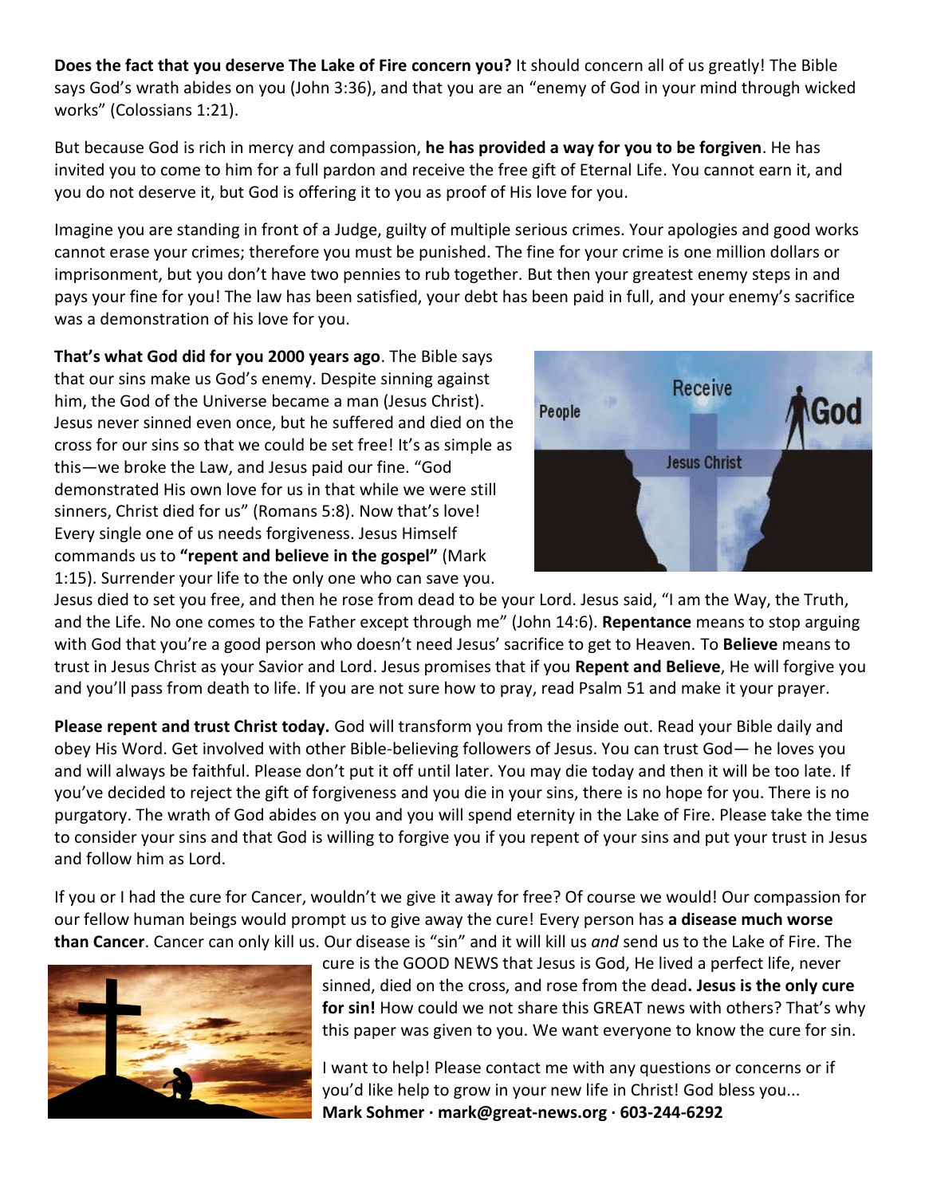**Does the fact that you deserve The Lake of Fire concern you?** It should concern all of us greatly! The Bible says God's wrath abides on you (John 3:36), and that you are an "enemy of God in your mind through wicked works" (Colossians 1:21).

But because God is rich in mercy and compassion, **he has provided a way for you to be forgiven**. He has invited you to come to him for a full pardon and receive the free gift of Eternal Life. You cannot earn it, and you do not deserve it, but God is offering it to you as proof of His love for you.

Imagine you are standing in front of a Judge, guilty of multiple serious crimes. Your apologies and good works cannot erase your crimes; therefore you must be punished. The fine for your crime is one million dollars or imprisonment, but you don't have two pennies to rub together. But then your greatest enemy steps in and pays your fine for you! The law has been satisfied, your debt has been paid in full, and your enemy's sacrifice was a demonstration of his love for you.

**That's what God did for you 2000 years ago**. The Bible says that our sins make us God's enemy. Despite sinning against him, the God of the Universe became a man (Jesus Christ). Jesus never sinned even once, but he suffered and died on the cross for our sins so that we could be set free! It's as simple as this—we broke the Law, and Jesus paid our fine. "God demonstrated His own love for us in that while we were still sinners, Christ died for us" (Romans 5:8). Now that's love! Every single one of us needs forgiveness. Jesus Himself commands us to **"repent and believe in the gospel"** (Mark 1:15). Surrender your life to the only one who can save you. Jesus died to set you free, and then he rose from dead to be your Lord. Jesus said, "I am the Way, the Truth, and the Life. No one comes to the Father except through me" (John 14:6). **Repentance** means to stop arguing with God that you're a good person who doesn't need Jesus' sacrifice to get to Heaven. To **Believe** means to trust in Jesus Christ as your Savior and Lord. Jesus promises that if you **Repent and Believe**, He will forgive you and you'll pass from death to life. If you are not sure how to pray, read Psalm 51 and make it your prayer.

**Please repent and trust Christ today.** God will transform you from the inside out. Read your Bible daily and obey His Word. Get involved with other Bible-believing followers of Jesus. You can trust God— he loves you and will always be faithful. Please don't put it off until later. You may die today and then it will be too late. If you've decided to reject the gift of forgiveness and you die in your sins, there is no hope for you. There is no purgatory. The wrath of God abides on you and you will spend eternity in the Lake of Fire. Please take the time to consider your sins and that God is willing to forgive you if you repent of your sins and put your trust in Jesus and follow him as Lord.

If you or I had the cure for Cancer, wouldn't we give it away for free? Of course we would! Our compassion for our fellow human beings would prompt us to give away the cure! Every person has **a disease much worse than Cancer**. Cancer can only kill us. Our disease is "sin" and it will kill us *and* send us to the Lake of Fire. The cure is the GOOD NEWS that Jesus is God, He lived a perfect life, never sinned, died on the cross, and rose from the dead**. Jesus is the only cure for sin!** How could we not share this GREAT news with others? That's why this paper was given to you. We want everyone to know the cure for sin.

I want to help! Please contact me with any questions or concerns or if you'd like help to grow in your new life in Christ! God bless you...
**Mark Sohmer · mark@great-news.org · 603-244-6292**